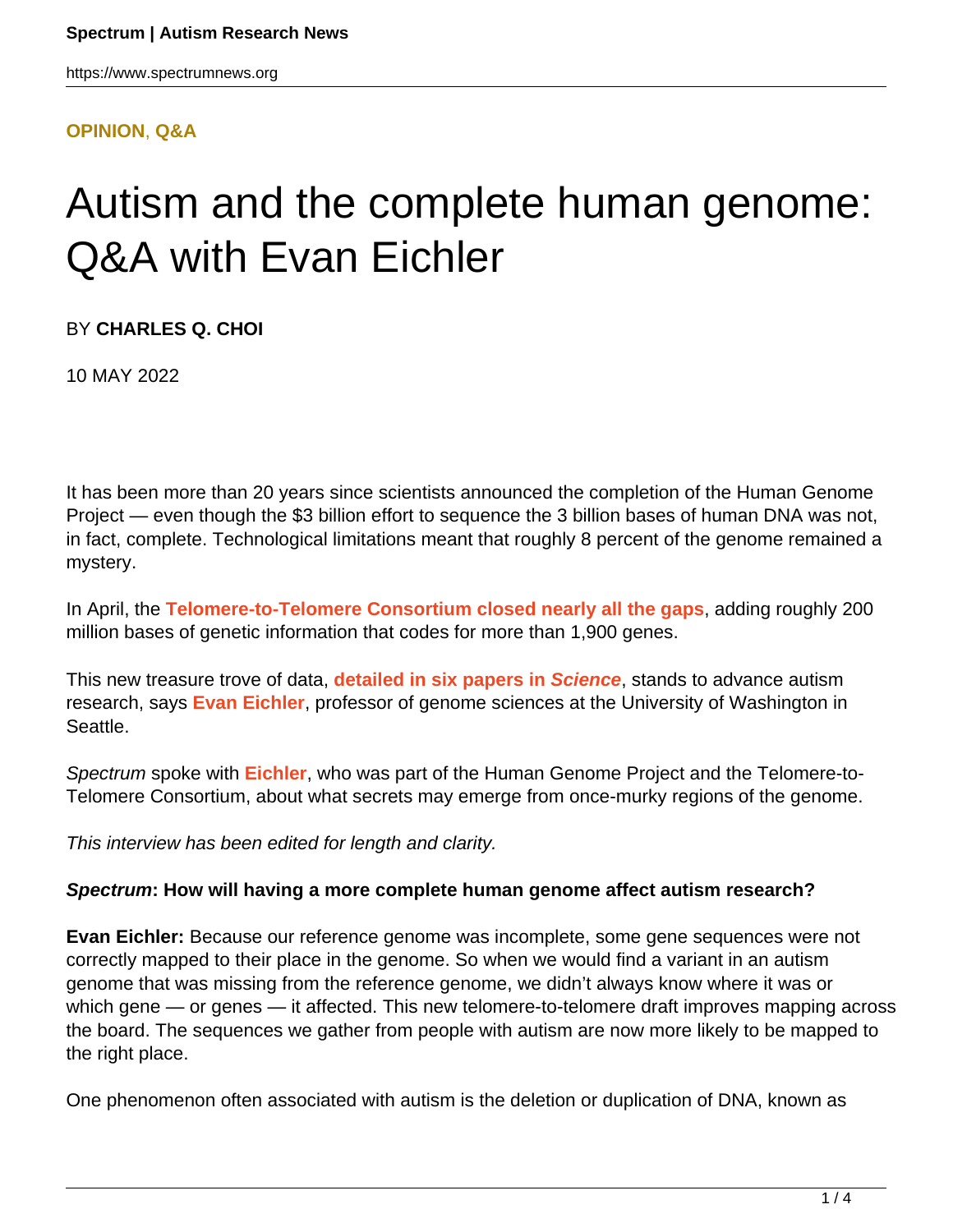**OPINION**, **Q&A**

# Autism and the complete human genome: Q&A with Evan Eichler

BY **CHARLES Q. CHOI**

10 MAY 2022

It has been more than 20 years since scientists announced the completion of the Human Genome Project — even though the $3 billion effort to sequence the 3 billion bases of human DNA was not, in fact, complete. Technological limitations meant that roughly 8 percent of the genome remained a mystery.

In April, the **Telomere-to-Telomere Consortium closed nearly all the gaps**, adding roughly 200 million bases of genetic information that codes for more than 1,900 genes.

This new treasure trove of data, **detailed in six papers in *Science***, stands to advance autism research, says **Evan Eichler**, professor of genome sciences at the University of Washington in Seattle.

*Spectrum* spoke with **Eichler**, who was part of the Human Genome Project and the Telomere-to-Telomere Consortium, about what secrets may emerge from once-murky regions of the genome.

*This interview has been edited for length and clarity.*

***Spectrum*: How will having a more complete human genome affect autism research?**

**Evan Eichler:** Because our reference genome was incomplete, some gene sequences were not correctly mapped to their place in the genome. So when we would find a variant in an autism genome that was missing from the reference genome, we didn't always know where it was or which gene — or genes — it affected. This new telomere-to-telomere draft improves mapping across the board. The sequences we gather from people with autism are now more likely to be mapped to the right place.

One phenomenon often associated with autism is the deletion or duplication of DNA, known as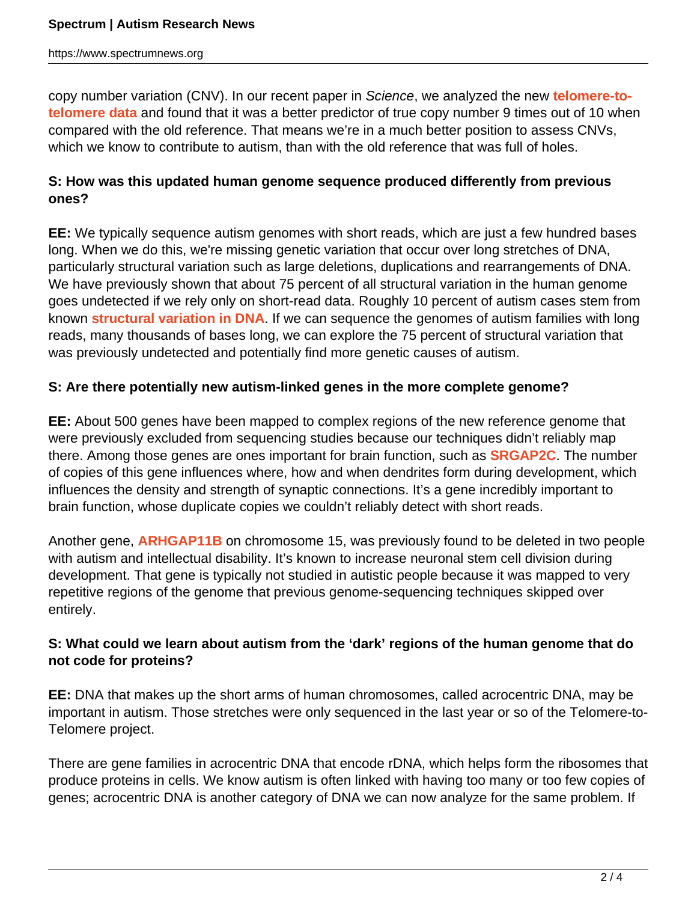copy number variation (CNV). In our recent paper in *Science*, we analyzed the new **telomere-to-telomere data** and found that it was a better predictor of true copy number 9 times out of 10 when compared with the old reference. That means we're in a much better position to assess CNVs, which we know to contribute to autism, than with the old reference that was full of holes.

**S: How was this updated human genome sequence produced differently from previous ones?**

**EE:** We typically sequence autism genomes with short reads, which are just a few hundred bases long. When we do this, we're missing genetic variation that occur over long stretches of DNA, particularly structural variation such as large deletions, duplications and rearrangements of DNA. We have previously shown that about 75 percent of all structural variation in the human genome goes undetected if we rely only on short-read data. Roughly 10 percent of autism cases stem from known **structural variation in DNA**. If we can sequence the genomes of autism families with long reads, many thousands of bases long, we can explore the 75 percent of structural variation that was previously undetected and potentially find more genetic causes of autism.

**S: Are there potentially new autism-linked genes in the more complete genome?**

**EE:** About 500 genes have been mapped to complex regions of the new reference genome that were previously excluded from sequencing studies because our techniques didn't reliably map there. Among those genes are ones important for brain function, such as **SRGAP2C**. The number of copies of this gene influences where, how and when dendrites form during development, which influences the density and strength of synaptic connections. It's a gene incredibly important to brain function, whose duplicate copies we couldn't reliably detect with short reads.

Another gene, **ARHGAP11B** on chromosome 15, was previously found to be deleted in two people with autism and intellectual disability. It's known to increase neuronal stem cell division during development. That gene is typically not studied in autistic people because it was mapped to very repetitive regions of the genome that previous genome-sequencing techniques skipped over entirely.

**S: What could we learn about autism from the 'dark' regions of the human genome that do not code for proteins?**

**EE:** DNA that makes up the short arms of human chromosomes, called acrocentric DNA, may be important in autism. Those stretches were only sequenced in the last year or so of the Telomere-to-Telomere project.

There are gene families in acrocentric DNA that encode rDNA, which helps form the ribosomes that produce proteins in cells. We know autism is often linked with having too many or too few copies of genes; acrocentric DNA is another category of DNA we can now analyze for the same problem. If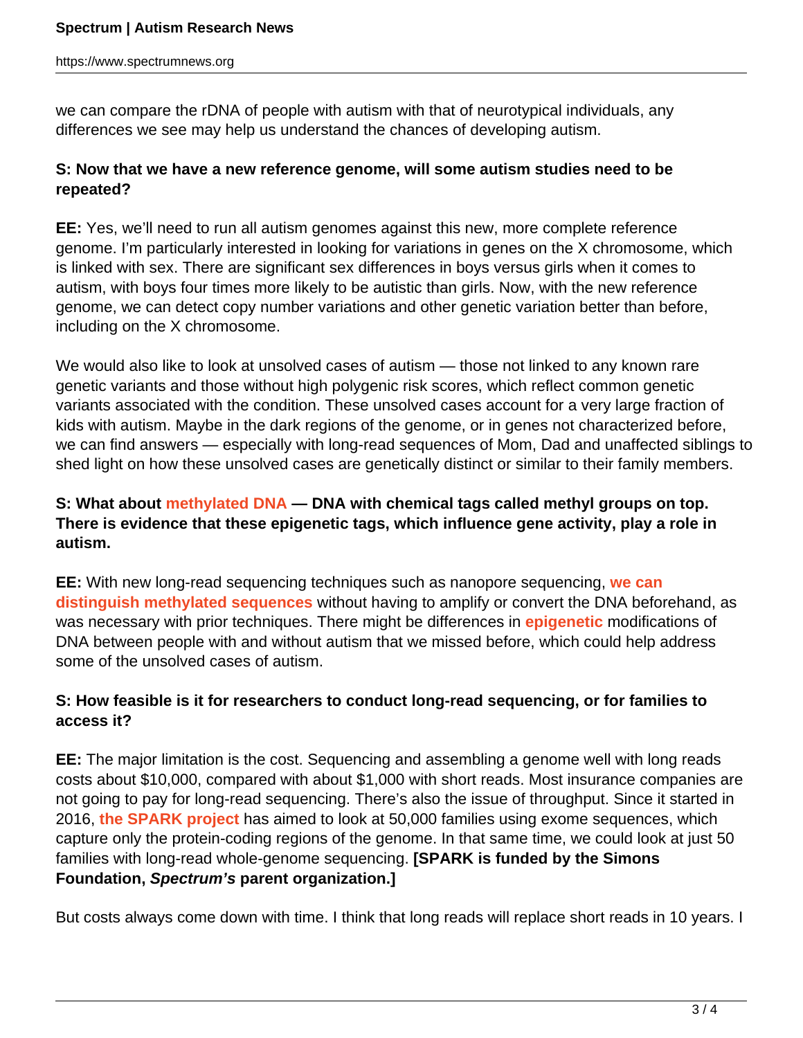we can compare the rDNA of people with autism with that of neurotypical individuals, any differences we see may help us understand the chances of developing autism.

**S: Now that we have a new reference genome, will some autism studies need to be repeated?**

**EE:** Yes, we'll need to run all autism genomes against this new, more complete reference genome. I'm particularly interested in looking for variations in genes on the X chromosome, which is linked with sex. There are significant sex differences in boys versus girls when it comes to autism, with boys four times more likely to be autistic than girls. Now, with the new reference genome, we can detect copy number variations and other genetic variation better than before, including on the X chromosome.

We would also like to look at unsolved cases of autism — those not linked to any known rare genetic variants and those without high polygenic risk scores, which reflect common genetic variants associated with the condition. These unsolved cases account for a very large fraction of kids with autism. Maybe in the dark regions of the genome, or in genes not characterized before, we can find answers — especially with long-read sequences of Mom, Dad and unaffected siblings to shed light on how these unsolved cases are genetically distinct or similar to their family members.

**S: What about methylated DNA — DNA with chemical tags called methyl groups on top. There is evidence that these epigenetic tags, which influence gene activity, play a role in autism.**

**EE:** With new long-read sequencing techniques such as nanopore sequencing, we can distinguish methylated sequences without having to amplify or convert the DNA beforehand, as was necessary with prior techniques. There might be differences in epigenetic modifications of DNA between people with and without autism that we missed before, which could help address some of the unsolved cases of autism.

**S: How feasible is it for researchers to conduct long-read sequencing, or for families to access it?**

**EE:** The major limitation is the cost. Sequencing and assembling a genome well with long reads costs about $10,000, compared with about $1,000 with short reads. Most insurance companies are not going to pay for long-read sequencing. There's also the issue of throughput. Since it started in 2016, the SPARK project has aimed to look at 50,000 families using exome sequences, which capture only the protein-coding regions of the genome. In that same time, we could look at just 50 families with long-read whole-genome sequencing. **[SPARK is funded by the Simons Foundation, *Spectrum's* parent organization.]**

But costs always come down with time. I think that long reads will replace short reads in 10 years. I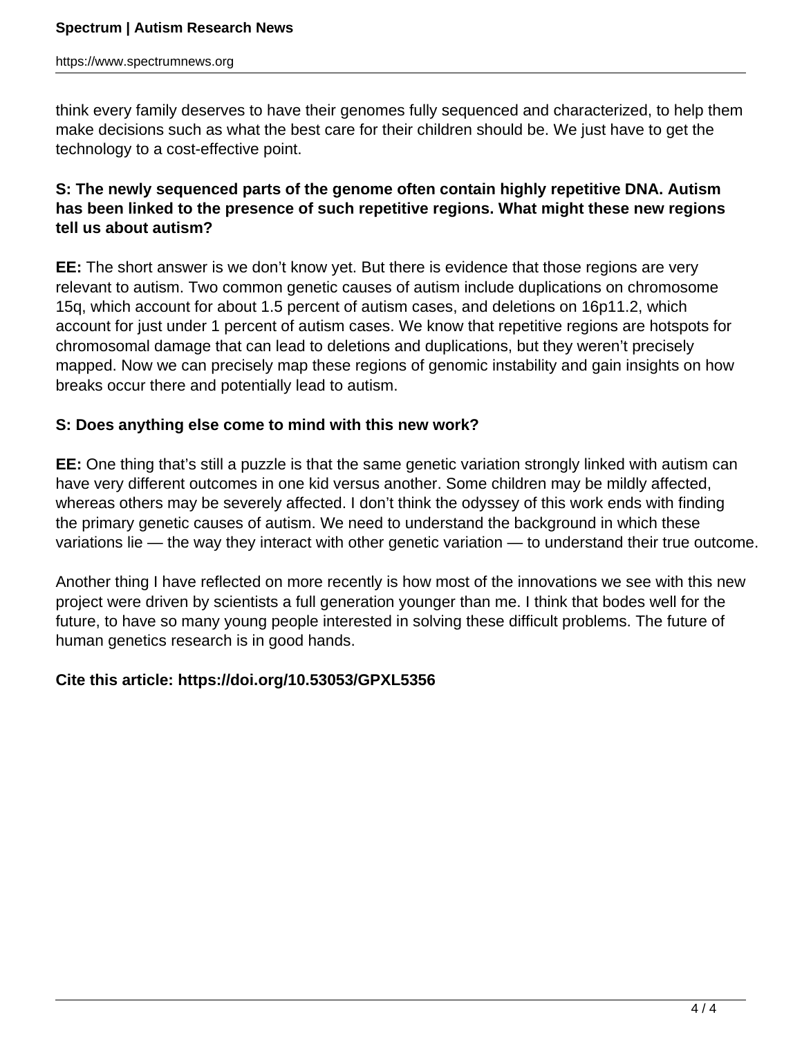think every family deserves to have their genomes fully sequenced and characterized, to help them make decisions such as what the best care for their children should be. We just have to get the technology to a cost-effective point.

**S: The newly sequenced parts of the genome often contain highly repetitive DNA. Autism has been linked to the presence of such repetitive regions. What might these new regions tell us about autism?**

**EE:** The short answer is we don't know yet. But there is evidence that those regions are very relevant to autism. Two common genetic causes of autism include duplications on chromosome 15q, which account for about 1.5 percent of autism cases, and deletions on 16p11.2, which account for just under 1 percent of autism cases. We know that repetitive regions are hotspots for chromosomal damage that can lead to deletions and duplications, but they weren't precisely mapped. Now we can precisely map these regions of genomic instability and gain insights on how breaks occur there and potentially lead to autism.

**S: Does anything else come to mind with this new work?**

**EE:** One thing that's still a puzzle is that the same genetic variation strongly linked with autism can have very different outcomes in one kid versus another. Some children may be mildly affected, whereas others may be severely affected. I don't think the odyssey of this work ends with finding the primary genetic causes of autism. We need to understand the background in which these variations lie — the way they interact with other genetic variation — to understand their true outcome.

Another thing I have reflected on more recently is how most of the innovations we see with this new project were driven by scientists a full generation younger than me. I think that bodes well for the future, to have so many young people interested in solving these difficult problems. The future of human genetics research is in good hands.

**Cite this article: https://doi.org/10.53053/GPXL5356**